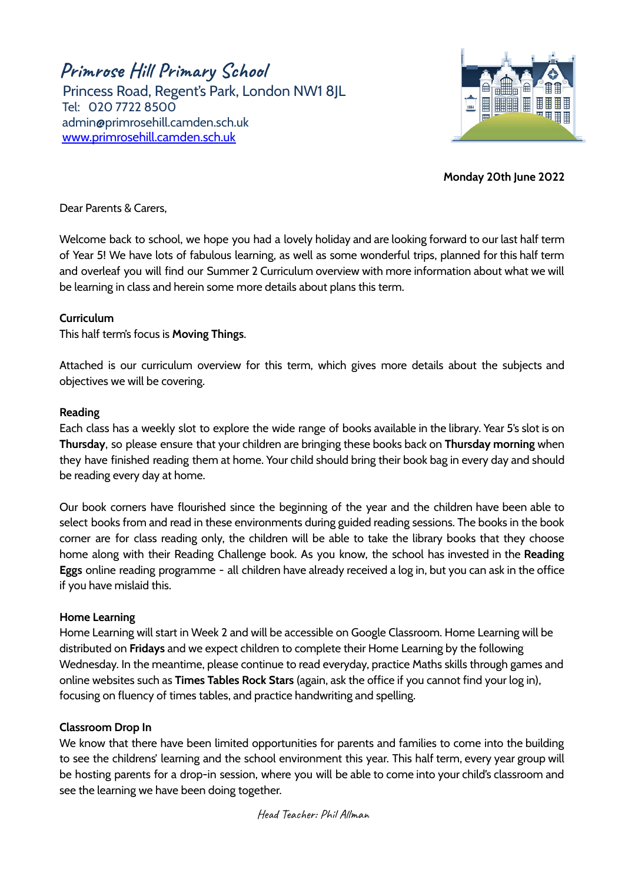# Primrose Hill Primary School

Princess Road, Regent's Park, London NW1 8JL
Tel: 020 7722 8500
admin@primrosehill.camden.sch.uk
www.primrosehill.camden.sch.uk

**Monday 20th June 2022**

Dear Parents & Carers,

Welcome back to school, we hope you had a lovely holiday and are looking forward to our last half term of Year 5! We have lots of fabulous learning, as well as some wonderful trips, planned for this half term and overleaf you will find our Summer 2 Curriculum overview with more information about what we will be learning in class and herein some more details about plans this term.

**Curriculum**

This half term's focus is **Moving Things**.

Attached is our curriculum overview for this term, which gives more details about the subjects and objectives we will be covering.

**Reading**

Each class has a weekly slot to explore the wide range of books available in the library. Year 5's slot is on **Thursday**, so please ensure that your children are bringing these books back on **Thursday morning** when they have finished reading them at home. Your child should bring their book bag in every day and should be reading every day at home.

Our book corners have flourished since the beginning of the year and the children have been able to select books from and read in these environments during guided reading sessions. The books in the book corner are for class reading only, the children will be able to take the library books that they choose home along with their Reading Challenge book. As you know, the school has invested in the **Reading Eggs** online reading programme - all children have already received a log in, but you can ask in the office if you have mislaid this.

**Home Learning**

Home Learning will start in Week 2 and will be accessible on Google Classroom. Home Learning will be distributed on **Fridays** and we expect children to complete their Home Learning by the following Wednesday. In the meantime, please continue to read everyday, practice Maths skills through games and online websites such as **Times Tables Rock Stars** (again, ask the office if you cannot find your log in), focusing on fluency of times tables, and practice handwriting and spelling.

**Classroom Drop In**

We know that there have been limited opportunities for parents and families to come into the building to see the childrens' learning and the school environment this year. This half term, every year group will be hosting parents for a drop-in session, where you will be able to come into your child's classroom and see the learning we have been doing together.

*Head Teacher: Phil Allman*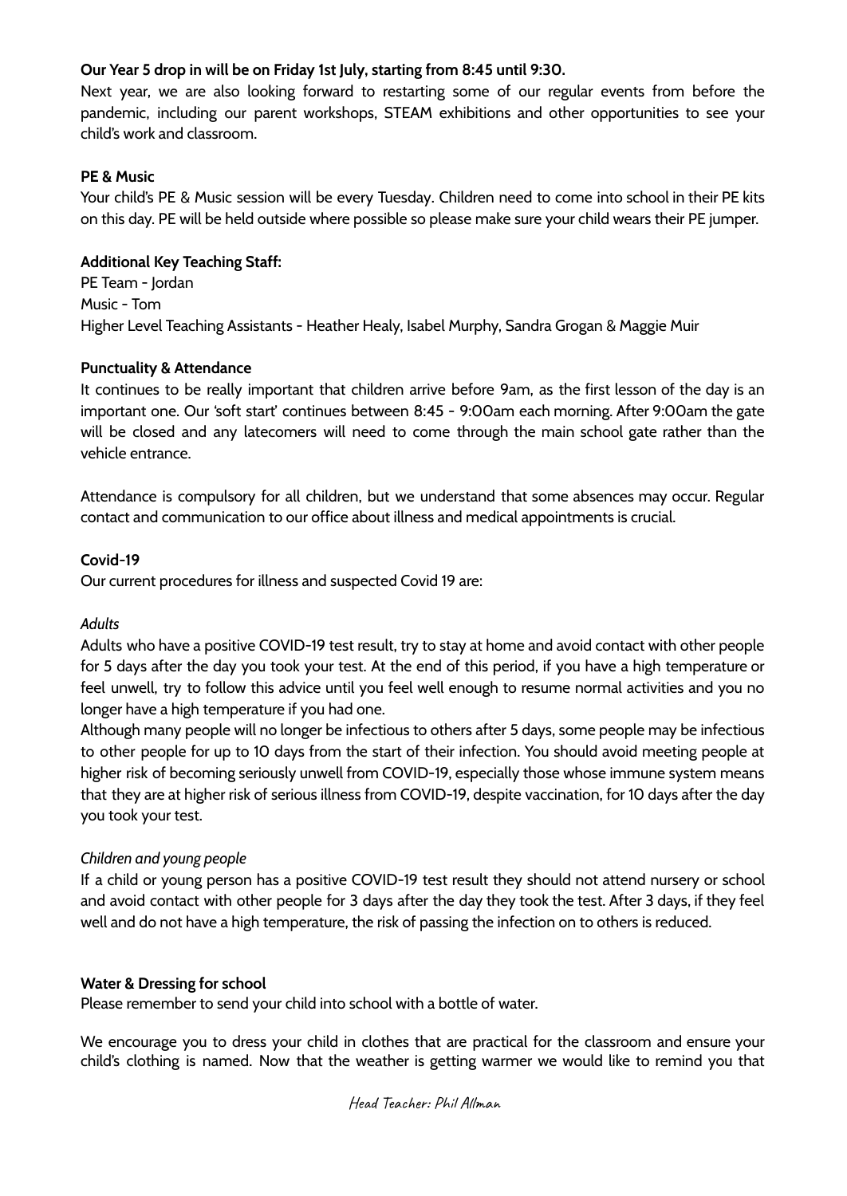**Our Year 5 drop in will be on Friday 1st July, starting from 8:45 until 9:30.**

Next year, we are also looking forward to restarting some of our regular events from before the pandemic, including our parent workshops, STEAM exhibitions and other opportunities to see your child's work and classroom.

**PE & Music**

Your child's PE & Music session will be every Tuesday. Children need to come into school in their PE kits on this day. PE will be held outside where possible so please make sure your child wears their PE jumper.

**Additional Key Teaching Staff:**

PE Team - Jordan
Music - Tom
Higher Level Teaching Assistants - Heather Healy, Isabel Murphy, Sandra Grogan & Maggie Muir

**Punctuality & Attendance**

It continues to be really important that children arrive before 9am, as the first lesson of the day is an important one. Our 'soft start' continues between 8:45 - 9:00am each morning. After 9:00am the gate will be closed and any latecomers will need to come through the main school gate rather than the vehicle entrance.

Attendance is compulsory for all children, but we understand that some absences may occur. Regular contact and communication to our office about illness and medical appointments is crucial.

**Covid-19**

Our current procedures for illness and suspected Covid 19 are:

*Adults*

Adults who have a positive COVID-19 test result, try to stay at home and avoid contact with other people for 5 days after the day you took your test. At the end of this period, if you have a high temperature or feel unwell, try to follow this advice until you feel well enough to resume normal activities and you no longer have a high temperature if you had one.

Although many people will no longer be infectious to others after 5 days, some people may be infectious to other people for up to 10 days from the start of their infection. You should avoid meeting people at higher risk of becoming seriously unwell from COVID-19, especially those whose immune system means that they are at higher risk of serious illness from COVID-19, despite vaccination, for 10 days after the day you took your test.

*Children and young people*

If a child or young person has a positive COVID-19 test result they should not attend nursery or school and avoid contact with other people for 3 days after the day they took the test. After 3 days, if they feel well and do not have a high temperature, the risk of passing the infection on to others is reduced.

**Water & Dressing for school**

Please remember to send your child into school with a bottle of water.

We encourage you to dress your child in clothes that are practical for the classroom and ensure your child's clothing is named. Now that the weather is getting warmer we would like to remind you that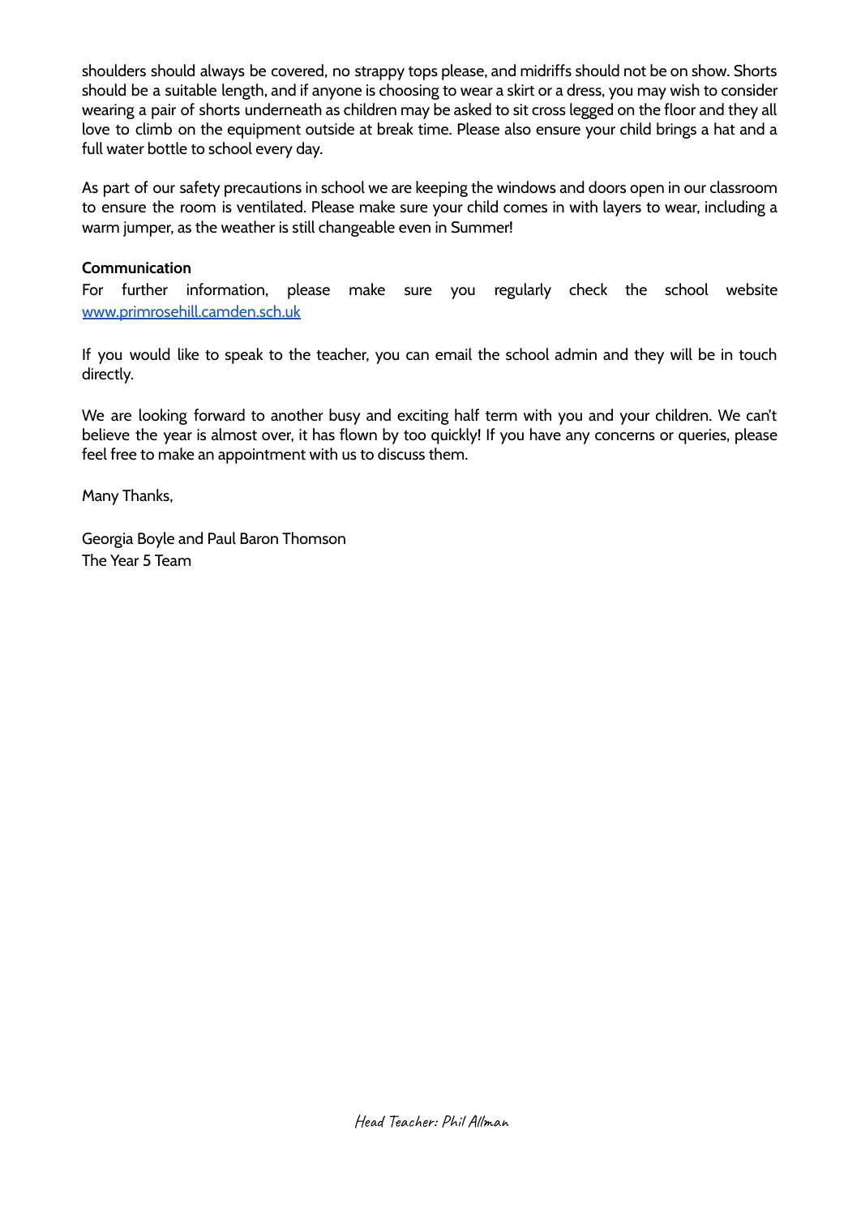shoulders should always be covered, no strappy tops please, and midriffs should not be on show. Shorts should be a suitable length, and if anyone is choosing to wear a skirt or a dress, you may wish to consider wearing a pair of shorts underneath as children may be asked to sit cross legged on the floor and they all love to climb on the equipment outside at break time. Please also ensure your child brings a hat and a full water bottle to school every day.

As part of our safety precautions in school we are keeping the windows and doors open in our classroom to ensure the room is ventilated. Please make sure your child comes in with layers to wear, including a warm jumper, as the weather is still changeable even in Summer!

**Communication**

For further information, please make sure you regularly check the school website [www.primrosehill.camden.sch.uk](http://www.primrosehill.camden.sch.uk)

If you would like to speak to the teacher, you can email the school admin and they will be in touch directly.

We are looking forward to another busy and exciting half term with you and your children. We can't believe the year is almost over, it has flown by too quickly! If you have any concerns or queries, please feel free to make an appointment with us to discuss them.

Many Thanks,

Georgia Boyle and Paul Baron Thomson
The Year 5 Team